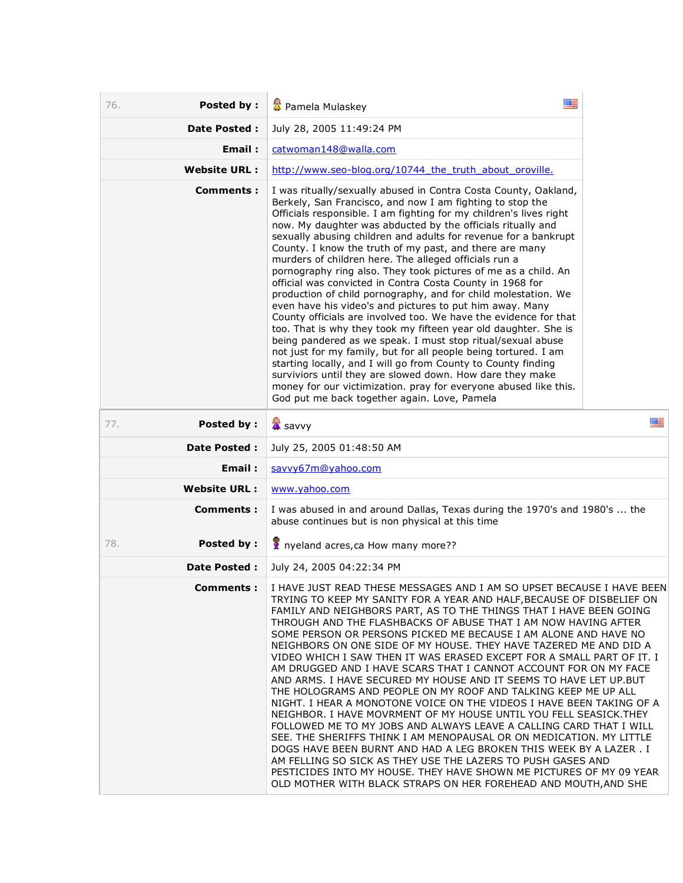| 76. | Posted by : | Pamela Mulaskey |
|---|---|---|
| | Date Posted : | July 28, 2005 11:49:24 PM |
| | Email : | catwoman148@walla.com |
| | Website URL : | http://www.seo-blog.org/10744_the_truth_about_oroville. |
| | Comments : | I was ritually/sexually abused in Contra Costa County, Oakland, Berkely, San Francisco, and now I am fighting to stop the Officials responsible. I am fighting for my children's lives right now. My daughter was abducted by the officials ritually and sexually abusing children and adults for revenue for a bankrupt County. I know the truth of my past, and there are many murders of children here. The alleged officials run a pornography ring also. They took pictures of me as a child. An official was convicted in Contra Costa County in 1968 for production of child pornography, and for child molestation. We even have his video's and pictures to put him away. Many County officials are involved too. We have the evidence for that too. That is why they took my fifteen year old daughter. She is being pandered as we speak. I must stop ritual/sexual abuse not just for my family, but for all people being tortured. I am starting locally, and I will go from County to County finding surviviors until they are slowed down. How dare they make money for our victimization. pray for everyone abused like this. God put me back together again. Love, Pamela |

| 77. | Posted by : | savvy |
|---|---|---|
| | Date Posted : | July 25, 2005 01:48:50 AM |
| | Email : | savvy67m@yahoo.com |
| | Website URL : | www.yahoo.com |
| | Comments : | I was abused in and around Dallas, Texas during the 1970's and 1980's ... the abuse continues but is non physical at this time |

| 78. | Posted by : | nyeland acres,ca How many more?? |
|---|---|---|
| | Date Posted : | July 24, 2005 04:22:34 PM |
| | Comments : | I HAVE JUST READ THESE MESSAGES AND I AM SO UPSET BECAUSE I HAVE BEEN TRYING TO KEEP MY SANITY FOR A YEAR AND HALF,BECAUSE OF DISBELIEF ON FAMILY AND NEIGHBORS PART, AS TO THE THINGS THAT I HAVE BEEN GOING THROUGH AND THE FLASHBACKS OF ABUSE THAT I AM NOW HAVING AFTER SOME PERSON OR PERSONS PICKED ME BECAUSE I AM ALONE AND HAVE NO NEIGHBORS ON ONE SIDE OF MY HOUSE. THEY HAVE TAZERED ME AND DID A VIDEO WHICH I SAW THEN IT WAS ERASED EXCEPT FOR A SMALL PART OF IT. I AM DRUGGED AND I HAVE SCARS THAT I CANNOT ACCOUNT FOR ON MY FACE AND ARMS. I HAVE SECURED MY HOUSE AND IT SEEMS TO HAVE LET UP.BUT THE HOLOGRAMS AND PEOPLE ON MY ROOF AND TALKING KEEP ME UP ALL NIGHT. I HEAR A MONOTONE VOICE ON THE VIDEOS I HAVE BEEN TAKING OF A NEIGHBOR. I HAVE MOVRMENT OF MY HOUSE UNTIL YOU FELL SEASICK.THEY FOLLOWED ME TO MY JOBS AND ALWAYS LEAVE A CALLING CARD THAT I WILL SEE. THE SHERIFFS THINK I AM MENOPAUSAL OR ON MEDICATION. MY LITTLE DOGS HAVE BEEN BURNT AND HAD A LEG BROKEN THIS WEEK BY A LAZER . I AM FELLING SO SICK AS THEY USE THE LAZERS TO PUSH GASES AND PESTICIDES INTO MY HOUSE. THEY HAVE SHOWN ME PICTURES OF MY 09 YEAR OLD MOTHER WITH BLACK STRAPS ON HER FOREHEAD AND MOUTH,AND SHE |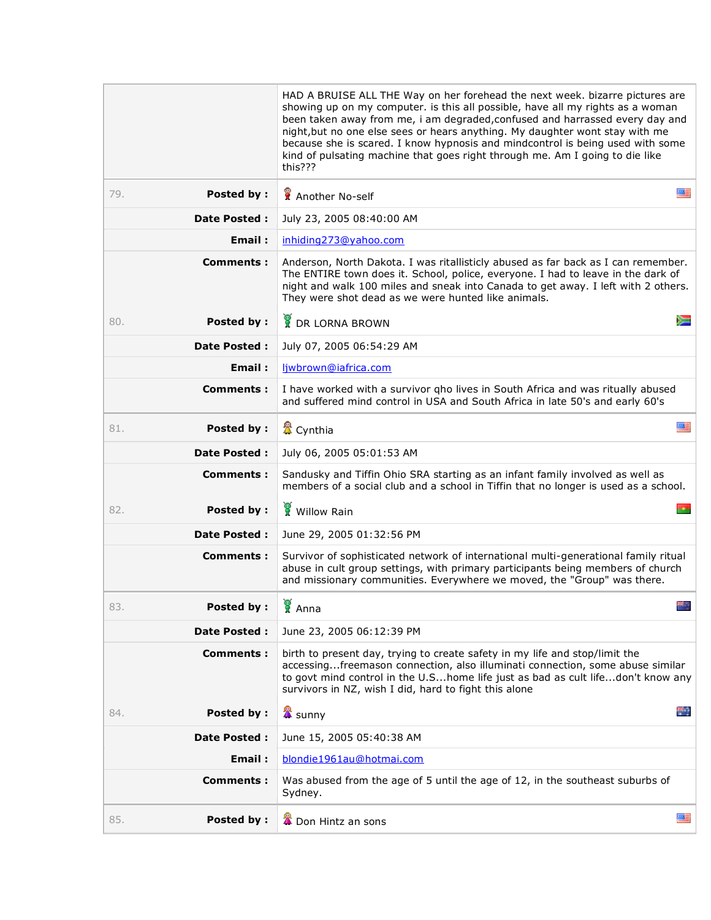| | |
|---|---|
| | HAD A BRUISE ALL THE Way on her forehead the next week. bizarre pictures are showing up on my computer. is this all possible, have all my rights as a woman been taken away from me, i am degraded,confused and harrassed every day and night,but no one else sees or hears anything. My daughter wont stay with me because she is scared. I know hypnosis and mindcontrol is being used with some kind of pulsating machine that goes right through me. Am I going to die like this??? |
| 79. **Posted by :** | Another No-self |
| **Date Posted :** | July 23, 2005 08:40:00 AM |
| **Email :** | inhiding273@yahoo.com |
| **Comments :** | Anderson, North Dakota. I was ritallisticly abused as far back as I can remember. The ENTIRE town does it. School, police, everyone. I had to leave in the dark of night and walk 100 miles and sneak into Canada to get away. I left with 2 others. They were shot dead as we were hunted like animals. |
| 80. **Posted by :** | DR LORNA BROWN |
| **Date Posted :** | July 07, 2005 06:54:29 AM |
| **Email :** | ljwbrown@iafrica.com |
| **Comments :** | I have worked with a survivor qho lives in South Africa and was ritually abused and suffered mind control in USA and South Africa in late 50's and early 60's |
| 81. **Posted by :** | Cynthia |
| **Date Posted :** | July 06, 2005 05:01:53 AM |
| **Comments :** | Sandusky and Tiffin Ohio SRA starting as an infant family involved as well as members of a social club and a school in Tiffin that no longer is used as a school. |
| 82. **Posted by :** | Willow Rain |
| **Date Posted :** | June 29, 2005 01:32:56 PM |
| **Comments :** | Survivor of sophisticated network of international multi-generational family ritual abuse in cult group settings, with primary participants being members of church and missionary communities. Everywhere we moved, the "Group" was there. |
| 83. **Posted by :** | Anna |
| **Date Posted :** | June 23, 2005 06:12:39 PM |
| **Comments :** | birth to present day, trying to create safety in my life and stop/limit the accessing...freemason connection, also illuminati connection, some abuse similar to govt mind control in the U.S...home life just as bad as cult life...don't know any survivors in NZ, wish I did, hard to fight this alone |
| 84. **Posted by :** | sunny |
| **Date Posted :** | June 15, 2005 05:40:38 AM |
| **Email :** | blondie1961au@hotmai.com |
| **Comments :** | Was abused from the age of 5 until the age of 12, in the southeast suburbs of Sydney. |
| 85. **Posted by :** | Don Hintz an sons |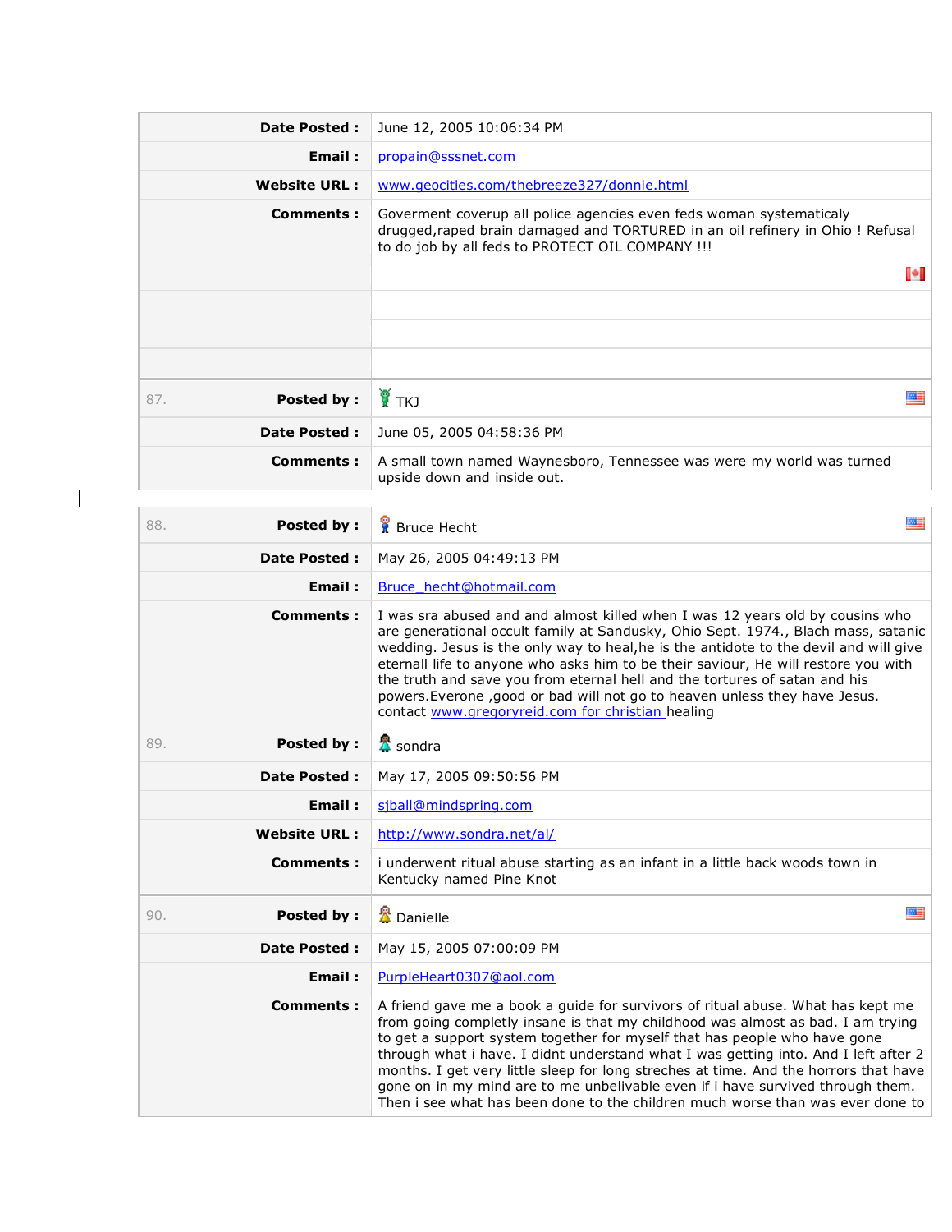| | | |
|---|---|---|
| | **Date Posted :** | June 12, 2005 10:06:34 PM |
| | **Email :** | propain@sssnet.com |
| | **Website URL :** | www.geocities.com/thebreeze327/donnie.html |
| | **Comments :** | Goverment coverup all police agencies even feds woman systematicaly drugged,raped brain damaged and TORTURED in an oil refinery in Ohio ! Refusal to do job by all feds to PROTECT OIL COMPANY !!! |
| | | |
| | | |
| | | |
| 87. | **Posted by :** | TKJ |
| | **Date Posted :** | June 05, 2005 04:58:36 PM |
| | **Comments :** | A small town named Waynesboro, Tennessee was were my world was turned upside down and inside out. |
| 88. | **Posted by :** | Bruce Hecht |
| | **Date Posted :** | May 26, 2005 04:49:13 PM |
| | **Email :** | Bruce_hecht@hotmail.com |
| | **Comments :** | I was sra abused and and almost killed when I was 12 years old by cousins who are generational occult family at Sandusky, Ohio Sept. 1974., Blach mass, satanic wedding. Jesus is the only way to heal,he is the antidote to the devil and will give eternall life to anyone who asks him to be their saviour, He will restore you with the truth and save you from eternal hell and the tortures of satan and his powers.Everone ,good or bad will not go to heaven unless they have Jesus. contact www.gregoryreid.com for christian healing |
| 89. | **Posted by :** | sondra |
| | **Date Posted :** | May 17, 2005 09:50:56 PM |
| | **Email :** | sjball@mindspring.com |
| | **Website URL :** | http://www.sondra.net/al/ |
| | **Comments :** | i underwent ritual abuse starting as an infant in a little back woods town in Kentucky named Pine Knot |
| 90. | **Posted by :** | Danielle |
| | **Date Posted :** | May 15, 2005 07:00:09 PM |
| | **Email :** | PurpleHeart0307@aol.com |
| | **Comments :** | A friend gave me a book a guide for survivors of ritual abuse. What has kept me from going completly insane is that my childhood was almost as bad. I am trying to get a support system together for myself that has people who have gone through what i have. I didnt understand what I was getting into. And I left after 2 months. I get very little sleep for long streches at time. And the horrors that have gone on in my mind are to me unbelivable even if i have survived through them. Then i see what has been done to the children much worse than was ever done to |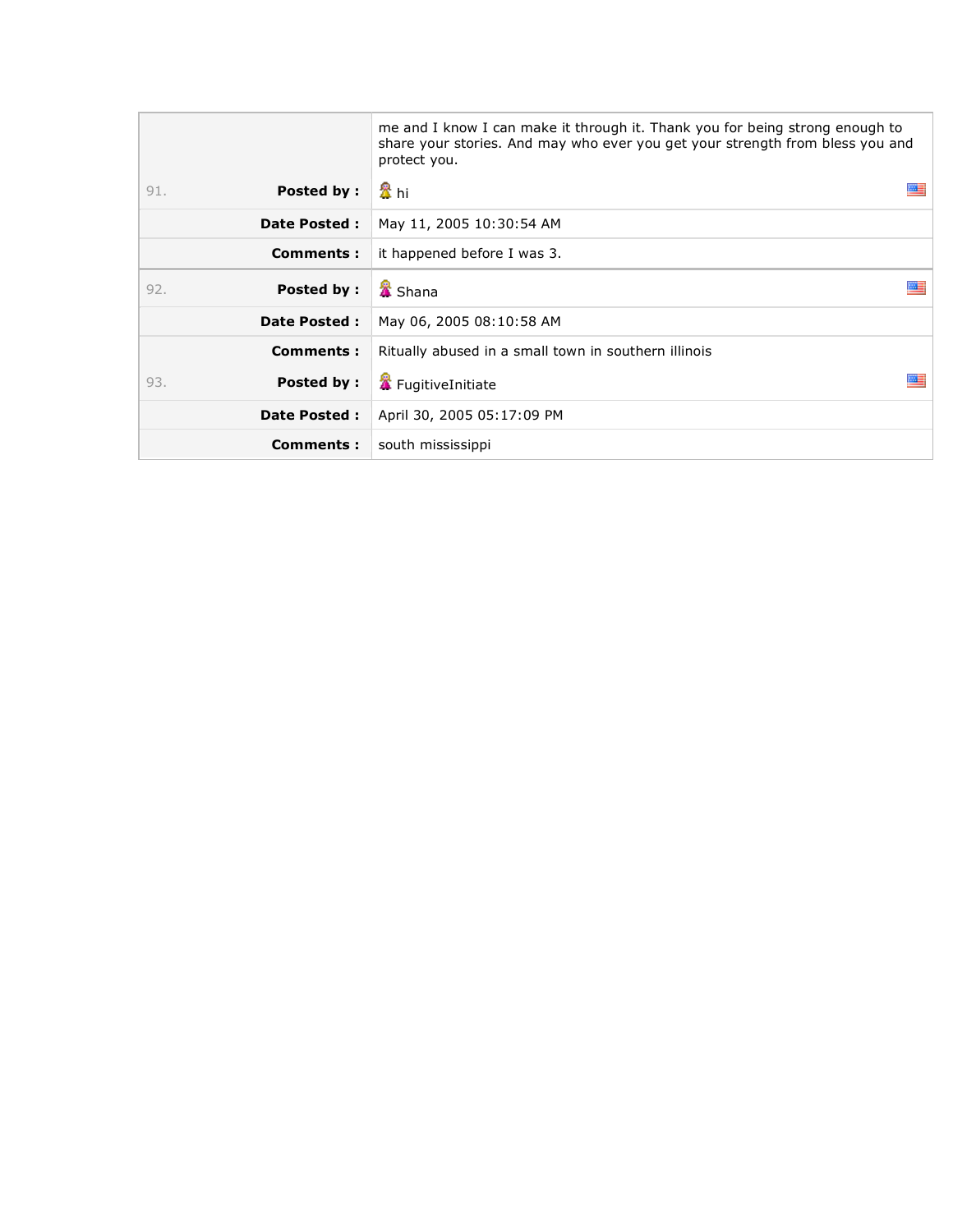| | | |
|---|---|---|
| | | me and I know I can make it through it. Thank you for being strong enough to share your stories. And may who ever you get your strength from bless you and protect you. |
| 91. | **Posted by :** | hi |
| | **Date Posted :** | May 11, 2005 10:30:54 AM |
| | **Comments :** | it happened before I was 3. |
| 92. | **Posted by :** | Shana |
| | **Date Posted :** | May 06, 2005 08:10:58 AM |
| | **Comments :** | Ritually abused in a small town in southern illinois |
| 93. | **Posted by :** | FugitiveInitiate |
| | **Date Posted :** | April 30, 2005 05:17:09 PM |
| | **Comments :** | south mississippi |